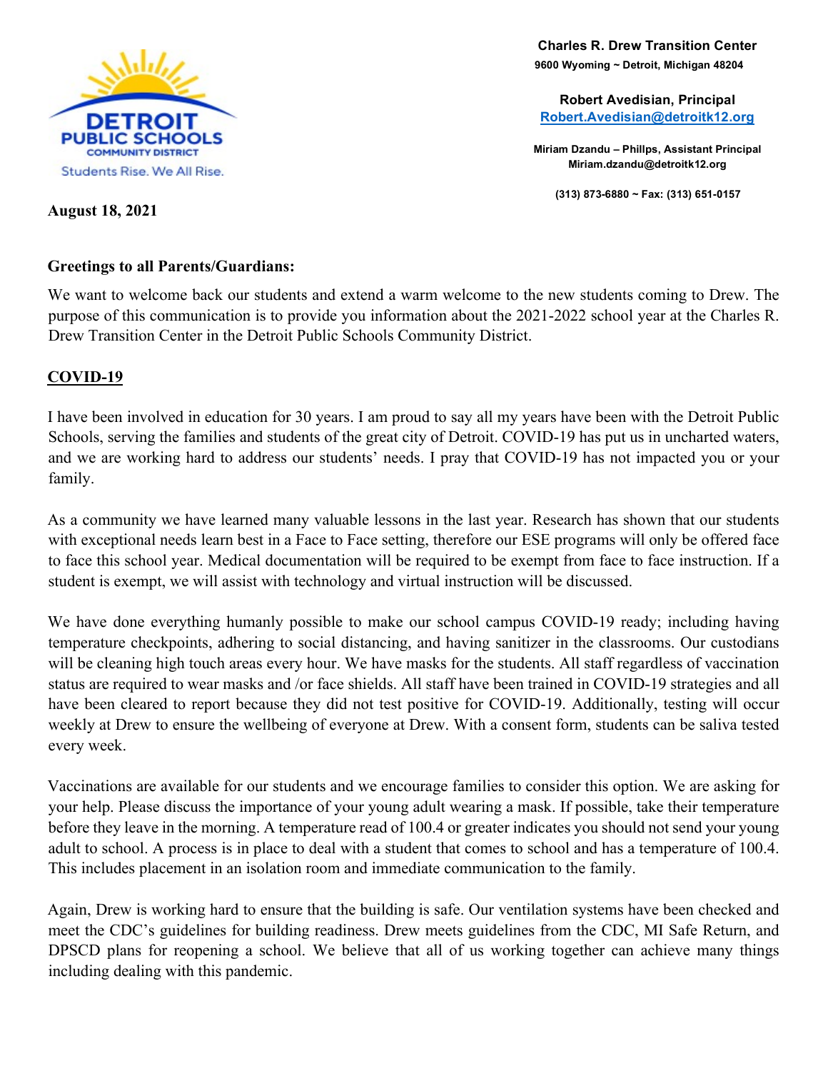Detroit Public Schools Community District
Students Rise. We All Rise.

**Charles R. Drew Transition Center**
**9600 Wyoming ~ Detroit, Michigan 48204**

**Robert Avedisian, Principal**
**Robert.Avedisian@detroitk12.org**

**Miriam Dzandu – Phillps, Assistant Principal**
**Miriam.dzandu@detroitk12.org**

**(313) 873-6880 ~ Fax: (313) 651-0157**

**August 18, 2021**

**Greetings to all Parents/Guardians:**

We want to welcome back our students and extend a warm welcome to the new students coming to Drew. The purpose of this communication is to provide you information about the 2021-2022 school year at the Charles R. Drew Transition Center in the Detroit Public Schools Community District.

## COVID-19

I have been involved in education for 30 years. I am proud to say all my years have been with the Detroit Public Schools, serving the families and students of the great city of Detroit. COVID-19 has put us in uncharted waters, and we are working hard to address our students' needs. I pray that COVID-19 has not impacted you or your family.

As a community we have learned many valuable lessons in the last year. Research has shown that our students with exceptional needs learn best in a Face to Face setting, therefore our ESE programs will only be offered face to face this school year. Medical documentation will be required to be exempt from face to face instruction. If a student is exempt, we will assist with technology and virtual instruction will be discussed.

We have done everything humanly possible to make our school campus COVID-19 ready; including having temperature checkpoints, adhering to social distancing, and having sanitizer in the classrooms. Our custodians will be cleaning high touch areas every hour. We have masks for the students. All staff regardless of vaccination status are required to wear masks and /or face shields. All staff have been trained in COVID-19 strategies and all have been cleared to report because they did not test positive for COVID-19. Additionally, testing will occur weekly at Drew to ensure the wellbeing of everyone at Drew. With a consent form, students can be saliva tested every week.

Vaccinations are available for our students and we encourage families to consider this option. We are asking for your help. Please discuss the importance of your young adult wearing a mask. If possible, take their temperature before they leave in the morning. A temperature read of 100.4 or greater indicates you should not send your young adult to school. A process is in place to deal with a student that comes to school and has a temperature of 100.4. This includes placement in an isolation room and immediate communication to the family.

Again, Drew is working hard to ensure that the building is safe. Our ventilation systems have been checked and meet the CDC's guidelines for building readiness. Drew meets guidelines from the CDC, MI Safe Return, and DPSCD plans for reopening a school. We believe that all of us working together can achieve many things including dealing with this pandemic.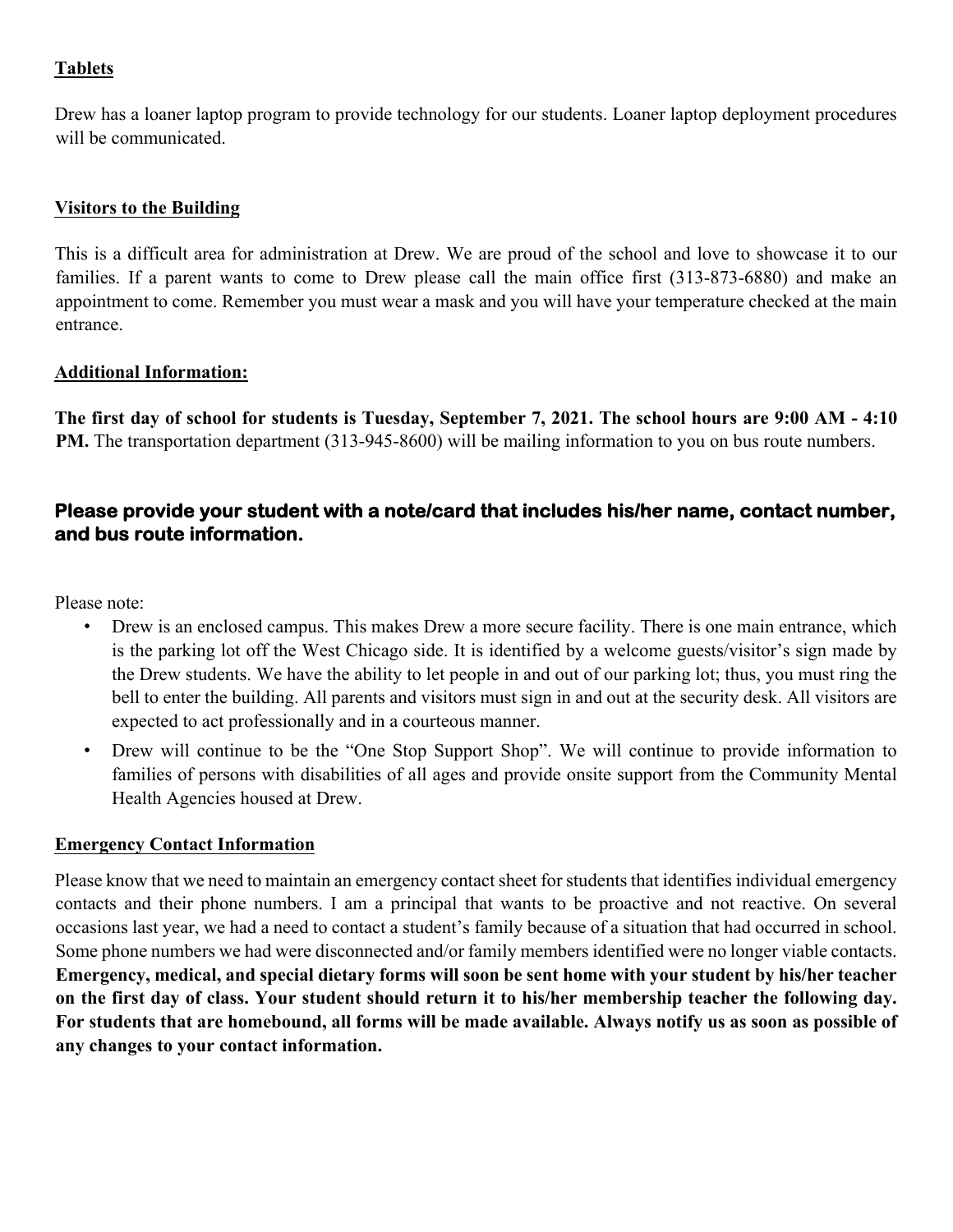**Tablets**

Drew has a loaner laptop program to provide technology for our students. Loaner laptop deployment procedures will be communicated.

**Visitors to the Building**

This is a difficult area for administration at Drew. We are proud of the school and love to showcase it to our families. If a parent wants to come to Drew please call the main office first (313-873-6880) and make an appointment to come. Remember you must wear a mask and you will have your temperature checked at the main entrance.

**Additional Information:**

**The first day of school for students is Tuesday, September 7, 2021. The school hours are 9:00 AM - 4:10 PM.** The transportation department (313-945-8600) will be mailing information to you on bus route numbers.

**Please provide your student with a note/card that includes his/her name, contact number, and bus route information.**

Please note:

- Drew is an enclosed campus. This makes Drew a more secure facility. There is one main entrance, which is the parking lot off the West Chicago side. It is identified by a welcome guests/visitor's sign made by the Drew students. We have the ability to let people in and out of our parking lot; thus, you must ring the bell to enter the building. All parents and visitors must sign in and out at the security desk. All visitors are expected to act professionally and in a courteous manner.
- Drew will continue to be the "One Stop Support Shop". We will continue to provide information to families of persons with disabilities of all ages and provide onsite support from the Community Mental Health Agencies housed at Drew.

**Emergency Contact Information**

Please know that we need to maintain an emergency contact sheet for students that identifies individual emergency contacts and their phone numbers. I am a principal that wants to be proactive and not reactive. On several occasions last year, we had a need to contact a student's family because of a situation that had occurred in school. Some phone numbers we had were disconnected and/or family members identified were no longer viable contacts. **Emergency, medical, and special dietary forms will soon be sent home with your student by his/her teacher on the first day of class. Your student should return it to his/her membership teacher the following day. For students that are homebound, all forms will be made available. Always notify us as soon as possible of any changes to your contact information.**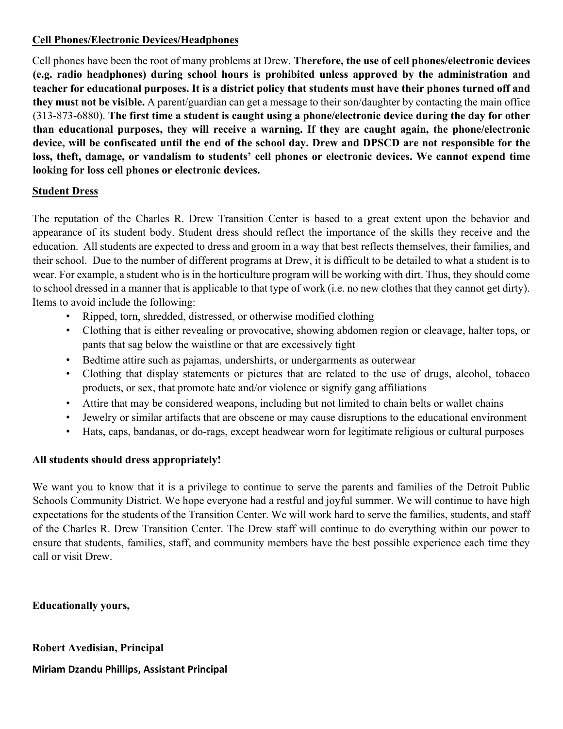**Cell Phones/Electronic Devices/Headphones**

Cell phones have been the root of many problems at Drew. **Therefore, the use of cell phones/electronic devices (e.g. radio headphones) during school hours is prohibited unless approved by the administration and teacher for educational purposes. It is a district policy that students must have their phones turned off and they must not be visible.** A parent/guardian can get a message to their son/daughter by contacting the main office (313-873-6880). **The first time a student is caught using a phone/electronic device during the day for other than educational purposes, they will receive a warning. If they are caught again, the phone/electronic device, will be confiscated until the end of the school day. Drew and DPSCD are not responsible for the loss, theft, damage, or vandalism to students' cell phones or electronic devices. We cannot expend time looking for loss cell phones or electronic devices.**

**Student Dress**

The reputation of the Charles R. Drew Transition Center is based to a great extent upon the behavior and appearance of its student body. Student dress should reflect the importance of the skills they receive and the education. All students are expected to dress and groom in a way that best reflects themselves, their families, and their school. Due to the number of different programs at Drew, it is difficult to be detailed to what a student is to wear. For example, a student who is in the horticulture program will be working with dirt. Thus, they should come to school dressed in a manner that is applicable to that type of work (i.e. no new clothes that they cannot get dirty). Items to avoid include the following:

- Ripped, torn, shredded, distressed, or otherwise modified clothing
- Clothing that is either revealing or provocative, showing abdomen region or cleavage, halter tops, or pants that sag below the waistline or that are excessively tight
- Bedtime attire such as pajamas, undershirts, or undergarments as outerwear
- Clothing that display statements or pictures that are related to the use of drugs, alcohol, tobacco products, or sex, that promote hate and/or violence or signify gang affiliations
- Attire that may be considered weapons, including but not limited to chain belts or wallet chains
- Jewelry or similar artifacts that are obscene or may cause disruptions to the educational environment
- Hats, caps, bandanas, or do-rags, except headwear worn for legitimate religious or cultural purposes

**All students should dress appropriately!**

We want you to know that it is a privilege to continue to serve the parents and families of the Detroit Public Schools Community District. We hope everyone had a restful and joyful summer. We will continue to have high expectations for the students of the Transition Center. We will work hard to serve the families, students, and staff of the Charles R. Drew Transition Center. The Drew staff will continue to do everything within our power to ensure that students, families, staff, and community members have the best possible experience each time they call or visit Drew.

**Educationally yours,**

**Robert Avedisian, Principal**

**Miriam Dzandu Phillips, Assistant Principal**